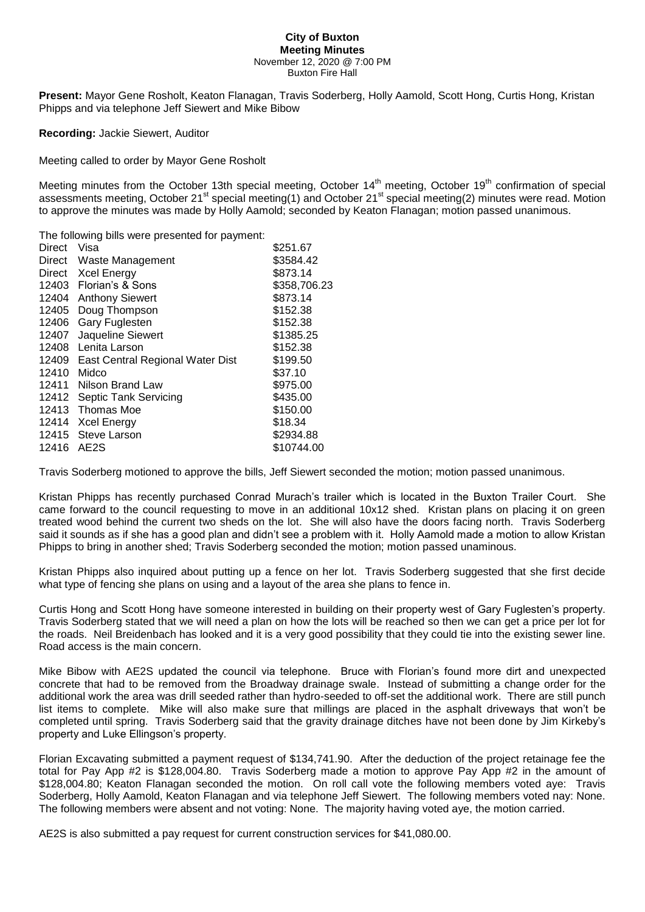# City of Buxton
## Meeting Minutes
November 12, 2020 @ 7:00 PM
Buxton Fire Hall

**Present:** Mayor Gene Rosholt, Keaton Flanagan, Travis Soderberg, Holly Aamold, Scott Hong, Curtis Hong, Kristan Phipps and via telephone Jeff Siewert and Mike Bibow

**Recording:** Jackie Siewert, Auditor

Meeting called to order by Mayor Gene Rosholt

Meeting minutes from the October 13th special meeting, October 14th meeting, October 19th confirmation of special assessments meeting, October 21st special meeting(1) and October 21st special meeting(2) minutes were read. Motion to approve the minutes was made by Holly Aamold; seconded by Keaton Flanagan; motion passed unanimous.

The following bills were presented for payment:

| | | |
|---|---|---|
| Direct | Visa | \$251.67 |
| Direct | Waste Management | \$3584.42 |
| Direct | Xcel Energy | \$873.14 |
| 12403 | Florian's & Sons | \$358,706.23 |
| 12404 | Anthony Siewert | \$873.14 |
| 12405 | Doug Thompson | \$152.38 |
| 12406 | Gary Fuglesten | \$152.38 |
| 12407 | Jaqueline Siewert | \$1385.25 |
| 12408 | Lenita Larson | \$152.38 |
| 12409 | East Central Regional Water Dist | \$199.50 |
| 12410 | Midco | \$37.10 |
| 12411 | Nilson Brand Law | \$975.00 |
| 12412 | Septic Tank Servicing | \$435.00 |
| 12413 | Thomas Moe | \$150.00 |
| 12414 | Xcel Energy | \$18.34 |
| 12415 | Steve Larson | \$2934.88 |
| 12416 | AE2S | \$10744.00 |

Travis Soderberg motioned to approve the bills, Jeff Siewert seconded the motion; motion passed unanimous.

Kristan Phipps has recently purchased Conrad Murach's trailer which is located in the Buxton Trailer Court. She came forward to the council requesting to move in an additional 10x12 shed. Kristan plans on placing it on green treated wood behind the current two sheds on the lot. She will also have the doors facing north. Travis Soderberg said it sounds as if she has a good plan and didn't see a problem with it. Holly Aamold made a motion to allow Kristan Phipps to bring in another shed; Travis Soderberg seconded the motion; motion passed unaminous.

Kristan Phipps also inquired about putting up a fence on her lot. Travis Soderberg suggested that she first decide what type of fencing she plans on using and a layout of the area she plans to fence in.

Curtis Hong and Scott Hong have someone interested in building on their property west of Gary Fuglesten's property. Travis Soderberg stated that we will need a plan on how the lots will be reached so then we can get a price per lot for the roads. Neil Breidenbach has looked and it is a very good possibility that they could tie into the existing sewer line. Road access is the main concern.

Mike Bibow with AE2S updated the council via telephone. Bruce with Florian's found more dirt and unexpected concrete that had to be removed from the Broadway drainage swale. Instead of submitting a change order for the additional work the area was drill seeded rather than hydro-seeded to off-set the additional work. There are still punch list items to complete. Mike will also make sure that millings are placed in the asphalt driveways that won't be completed until spring. Travis Soderberg said that the gravity drainage ditches have not been done by Jim Kirkeby's property and Luke Ellingson's property.

Florian Excavating submitted a payment request of \$134,741.90. After the deduction of the project retainage fee the total for Pay App #2 is \$128,004.80. Travis Soderberg made a motion to approve Pay App #2 in the amount of \$128,004.80; Keaton Flanagan seconded the motion. On roll call vote the following members voted aye: Travis Soderberg, Holly Aamold, Keaton Flanagan and via telephone Jeff Siewert. The following members voted nay: None. The following members were absent and not voting: None. The majority having voted aye, the motion carried.

AE2S is also submitted a pay request for current construction services for \$41,080.00.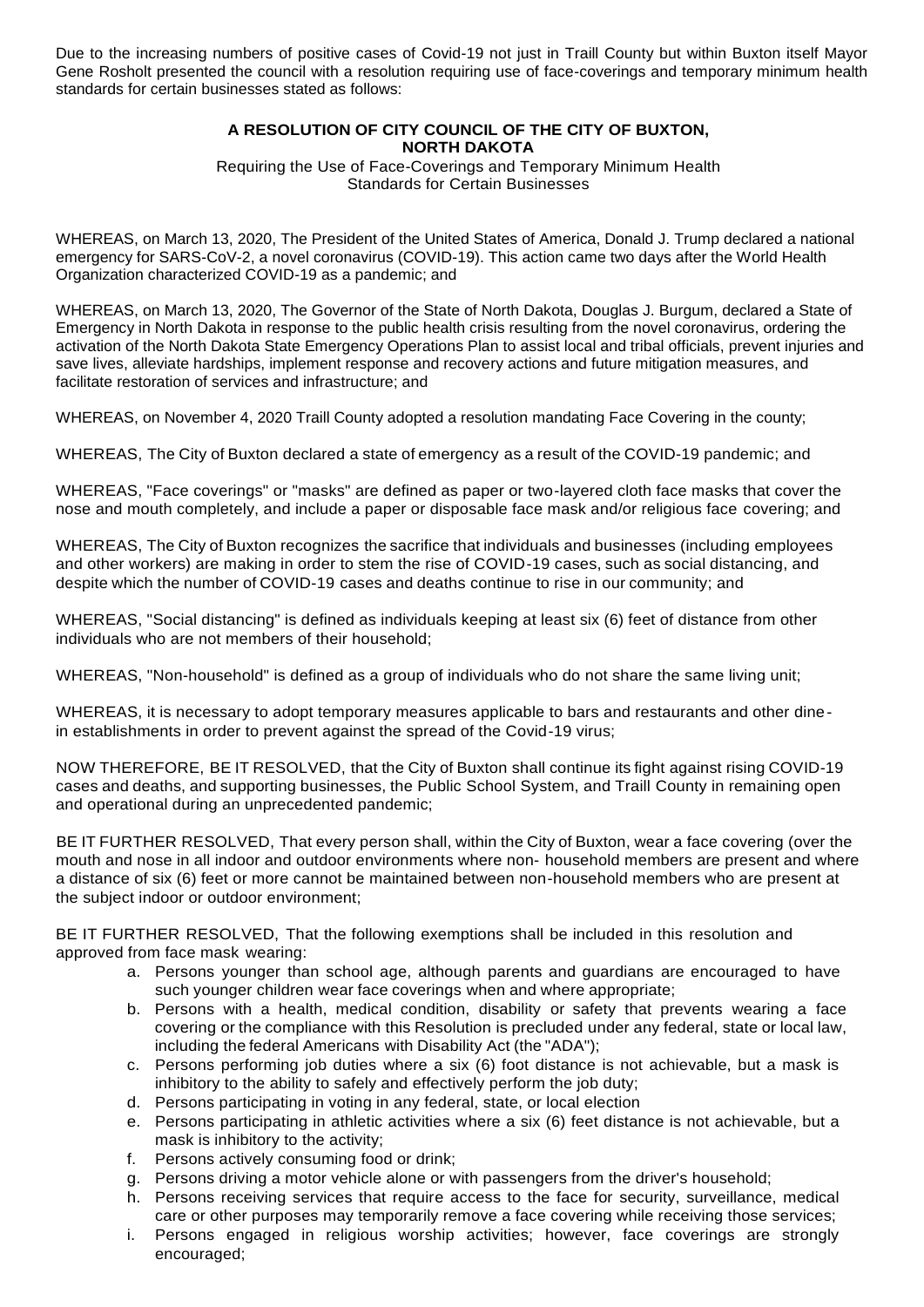Due to the increasing numbers of positive cases of Covid-19 not just in Traill County but within Buxton itself Mayor Gene Rosholt presented the council with a resolution requiring use of face-coverings and temporary minimum health standards for certain businesses stated as follows:

**A RESOLUTION OF CITY COUNCIL OF THE CITY OF BUXTON, NORTH DAKOTA**

Requiring the Use of Face-Coverings and Temporary Minimum Health Standards for Certain Businesses

WHEREAS, on March 13, 2020, The President of the United States of America, Donald J. Trump declared a national emergency for SARS-CoV-2, a novel coronavirus (COVID-19). This action came two days after the World Health Organization characterized COVID-19 as a pandemic; and

WHEREAS, on March 13, 2020, The Governor of the State of North Dakota, Douglas J. Burgum, declared a State of Emergency in North Dakota in response to the public health crisis resulting from the novel coronavirus, ordering the activation of the North Dakota State Emergency Operations Plan to assist local and tribal officials, prevent injuries and save lives, alleviate hardships, implement response and recovery actions and future mitigation measures, and facilitate restoration of services and infrastructure; and

WHEREAS, on November 4, 2020 Traill County adopted a resolution mandating Face Covering in the county;

WHEREAS, The City of Buxton declared a state of emergency as a result of the COVID-19 pandemic; and

WHEREAS, "Face coverings" or "masks" are defined as paper or two-layered cloth face masks that cover the nose and mouth completely, and include a paper or disposable face mask and/or religious face covering; and

WHEREAS, The City of Buxton recognizes the sacrifice that individuals and businesses (including employees and other workers) are making in order to stem the rise of COVID-19 cases, such as social distancing, and despite which the number of COVID-19 cases and deaths continue to rise in our community; and

WHEREAS, "Social distancing" is defined as individuals keeping at least six (6) feet of distance from other individuals who are not members of their household;

WHEREAS, "Non-household" is defined as a group of individuals who do not share the same living unit;

WHEREAS, it is necessary to adopt temporary measures applicable to bars and restaurants and other dine-in establishments in order to prevent against the spread of the Covid-19 virus;

NOW THEREFORE, BE IT RESOLVED, that the City of Buxton shall continue its fight against rising COVID-19 cases and deaths, and supporting businesses, the Public School System, and Traill County in remaining open and operational during an unprecedented pandemic;

BE IT FURTHER RESOLVED, That every person shall, within the City of Buxton, wear a face covering (over the mouth and nose in all indoor and outdoor environments where non- household members are present and where a distance of six (6) feet or more cannot be maintained between non-household members who are present at the subject indoor or outdoor environment;

BE IT FURTHER RESOLVED, That the following exemptions shall be included in this resolution and approved from face mask wearing:

a. Persons younger than school age, although parents and guardians are encouraged to have such younger children wear face coverings when and where appropriate;
b. Persons with a health, medical condition, disability or safety that prevents wearing a face covering or the compliance with this Resolution is precluded under any federal, state or local law, including the federal Americans with Disability Act (the "ADA");
c. Persons performing job duties where a six (6) foot distance is not achievable, but a mask is inhibitory to the ability to safely and effectively perform the job duty;
d. Persons participating in voting in any federal, state, or local election
e. Persons participating in athletic activities where a six (6) feet distance is not achievable, but a mask is inhibitory to the activity;
f. Persons actively consuming food or drink;
g. Persons driving a motor vehicle alone or with passengers from the driver's household;
h. Persons receiving services that require access to the face for security, surveillance, medical care or other purposes may temporarily remove a face covering while receiving those services;
i. Persons engaged in religious worship activities; however, face coverings are strongly encouraged;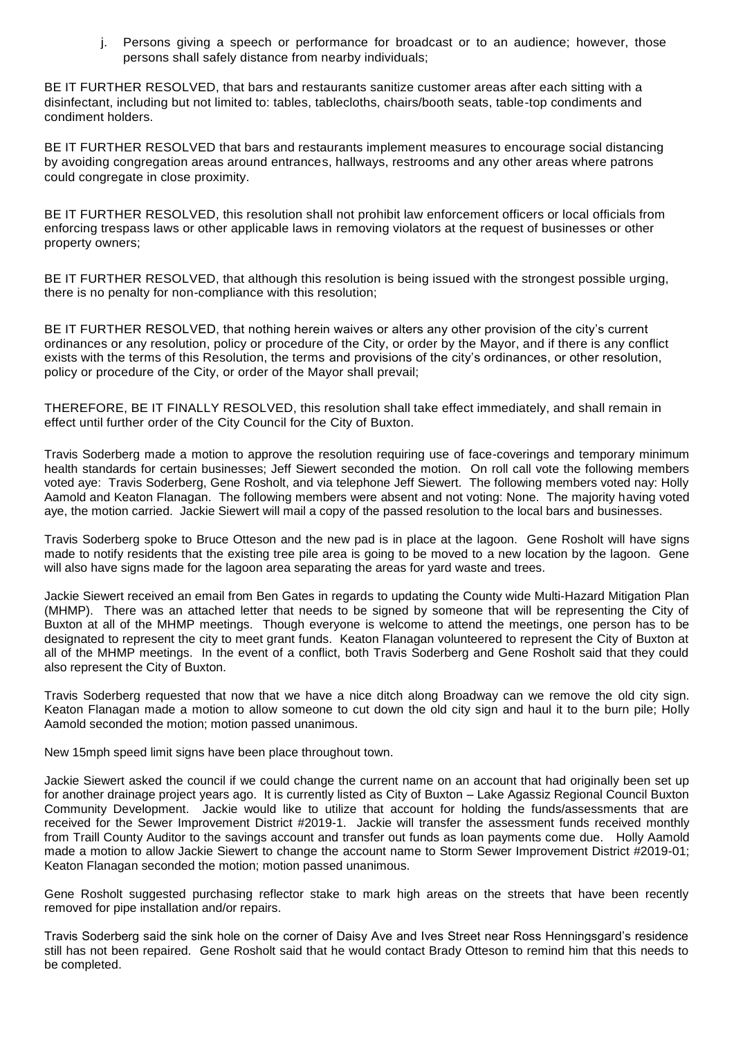j. Persons giving a speech or performance for broadcast or to an audience; however, those persons shall safely distance from nearby individuals;

BE IT FURTHER RESOLVED, that bars and restaurants sanitize customer areas after each sitting with a disinfectant, including but not limited to: tables, tablecloths, chairs/booth seats, table-top condiments and condiment holders.

BE IT FURTHER RESOLVED that bars and restaurants implement measures to encourage social distancing by avoiding congregation areas around entrances, hallways, restrooms and any other areas where patrons could congregate in close proximity.

BE IT FURTHER RESOLVED, this resolution shall not prohibit law enforcement officers or local officials from enforcing trespass laws or other applicable laws in removing violators at the request of businesses or other property owners;

BE IT FURTHER RESOLVED, that although this resolution is being issued with the strongest possible urging, there is no penalty for non-compliance with this resolution;

BE IT FURTHER RESOLVED, that nothing herein waives or alters any other provision of the city's current ordinances or any resolution, policy or procedure of the City, or order by the Mayor, and if there is any conflict exists with the terms of this Resolution, the terms and provisions of the city's ordinances, or other resolution, policy or procedure of the City, or order of the Mayor shall prevail;

THEREFORE, BE IT FINALLY RESOLVED, this resolution shall take effect immediately, and shall remain in effect until further order of the City Council for the City of Buxton.

Travis Soderberg made a motion to approve the resolution requiring use of face-coverings and temporary minimum health standards for certain businesses; Jeff Siewert seconded the motion. On roll call vote the following members voted aye: Travis Soderberg, Gene Rosholt, and via telephone Jeff Siewert. The following members voted nay: Holly Aamold and Keaton Flanagan. The following members were absent and not voting: None. The majority having voted aye, the motion carried. Jackie Siewert will mail a copy of the passed resolution to the local bars and businesses.

Travis Soderberg spoke to Bruce Otteson and the new pad is in place at the lagoon. Gene Rosholt will have signs made to notify residents that the existing tree pile area is going to be moved to a new location by the lagoon. Gene will also have signs made for the lagoon area separating the areas for yard waste and trees.

Jackie Siewert received an email from Ben Gates in regards to updating the County wide Multi-Hazard Mitigation Plan (MHMP). There was an attached letter that needs to be signed by someone that will be representing the City of Buxton at all of the MHMP meetings. Though everyone is welcome to attend the meetings, one person has to be designated to represent the city to meet grant funds. Keaton Flanagan volunteered to represent the City of Buxton at all of the MHMP meetings. In the event of a conflict, both Travis Soderberg and Gene Rosholt said that they could also represent the City of Buxton.

Travis Soderberg requested that now that we have a nice ditch along Broadway can we remove the old city sign. Keaton Flanagan made a motion to allow someone to cut down the old city sign and haul it to the burn pile; Holly Aamold seconded the motion; motion passed unanimous.

New 15mph speed limit signs have been place throughout town.

Jackie Siewert asked the council if we could change the current name on an account that had originally been set up for another drainage project years ago. It is currently listed as City of Buxton – Lake Agassiz Regional Council Buxton Community Development. Jackie would like to utilize that account for holding the funds/assessments that are received for the Sewer Improvement District #2019-1. Jackie will transfer the assessment funds received monthly from Traill County Auditor to the savings account and transfer out funds as loan payments come due. Holly Aamold made a motion to allow Jackie Siewert to change the account name to Storm Sewer Improvement District #2019-01; Keaton Flanagan seconded the motion; motion passed unanimous.

Gene Rosholt suggested purchasing reflector stake to mark high areas on the streets that have been recently removed for pipe installation and/or repairs.

Travis Soderberg said the sink hole on the corner of Daisy Ave and Ives Street near Ross Henningsgard's residence still has not been repaired. Gene Rosholt said that he would contact Brady Otteson to remind him that this needs to be completed.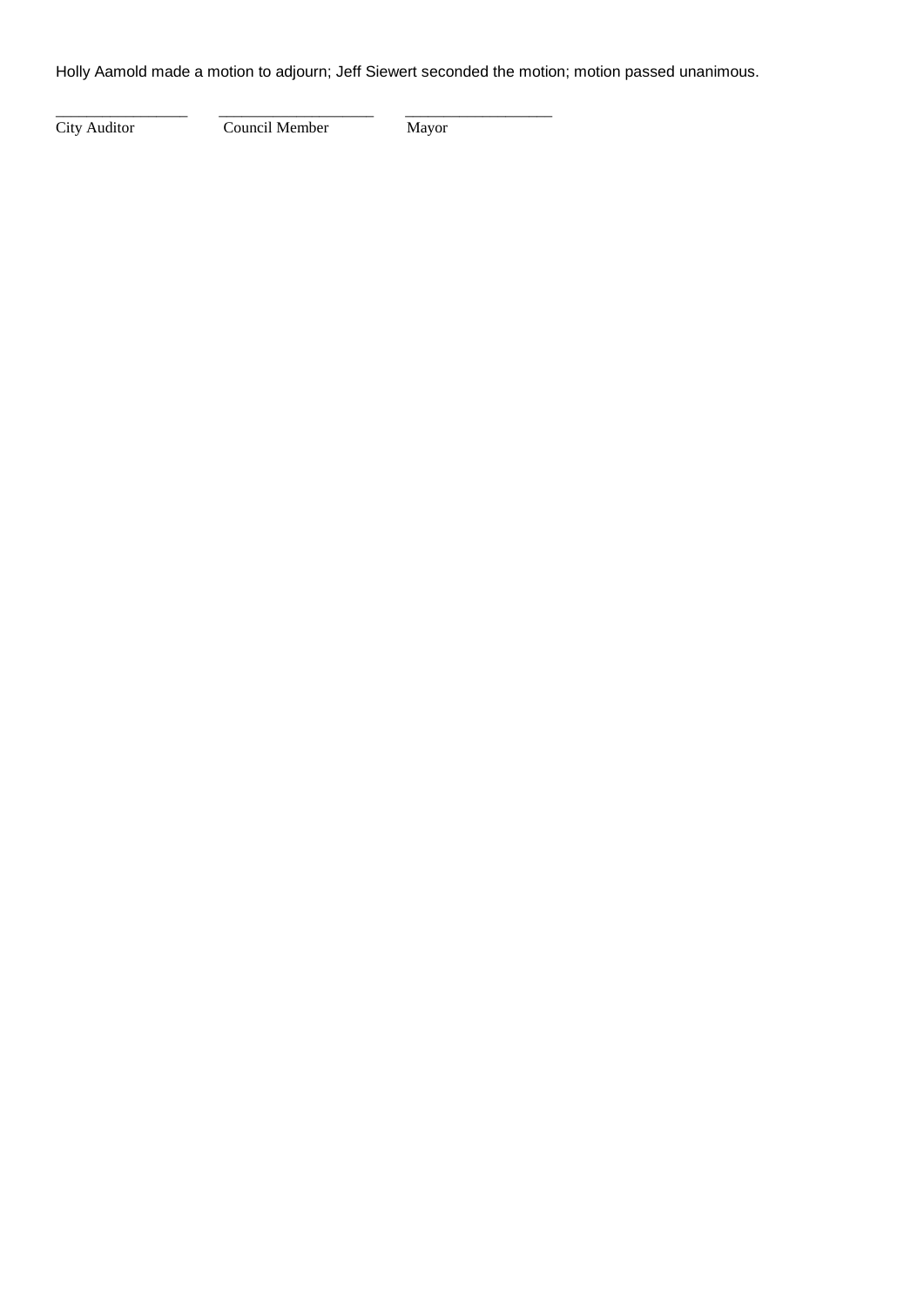Holly Aamold made a motion to adjourn; Jeff Siewert seconded the motion; motion passed unanimous.

| | | |
|---|---|---|
| _________________ | ____________________ | ___________________ |
| City Auditor | Council Member | Mayor |